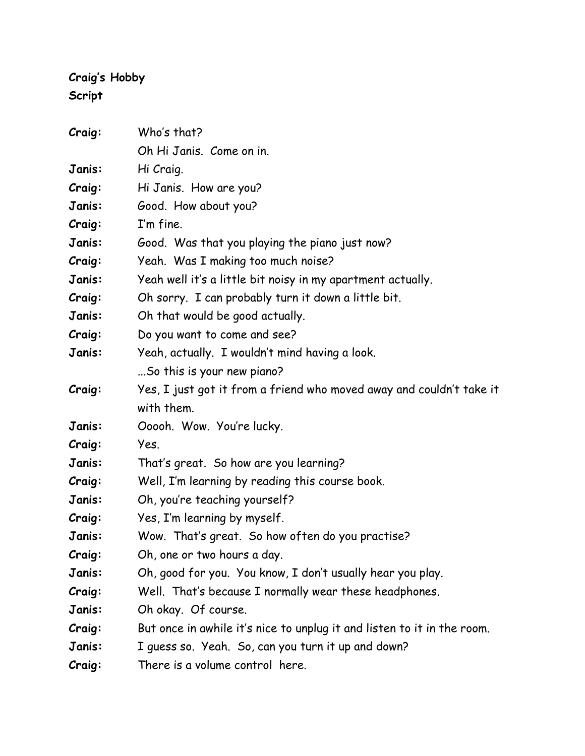**Craig's Hobby**
**Script**

**Craig:** Who's that?
Oh Hi Janis. Come on in.

**Janis:** Hi Craig.

**Craig:** Hi Janis. How are you?

**Janis:** Good. How about you?

**Craig:** I'm fine.

**Janis:** Good. Was that you playing the piano just now?

**Craig:** Yeah. Was I making too much noise?

**Janis:** Yeah well it's a little bit noisy in my apartment actually.

**Craig:** Oh sorry. I can probably turn it down a little bit.

**Janis:** Oh that would be good actually.

**Craig:** Do you want to come and see?

**Janis:** Yeah, actually. I wouldn't mind having a look.
...So this is your new piano?

**Craig:** Yes, I just got it from a friend who moved away and couldn't take it with them.

**Janis:** Ooooh. Wow. You're lucky.

**Craig:** Yes.

**Janis:** That's great. So how are you learning?

**Craig:** Well, I'm learning by reading this course book.

**Janis:** Oh, you're teaching yourself?

**Craig:** Yes, I'm learning by myself.

**Janis:** Wow. That's great. So how often do you practise?

**Craig:** Oh, one or two hours a day.

**Janis:** Oh, good for you. You know, I don't usually hear you play.

**Craig:** Well. That's because I normally wear these headphones.

**Janis:** Oh okay. Of course.

**Craig:** But once in awhile it's nice to unplug it and listen to it in the room.

**Janis:** I guess so. Yeah. So, can you turn it up and down?

**Craig:** There is a volume control here.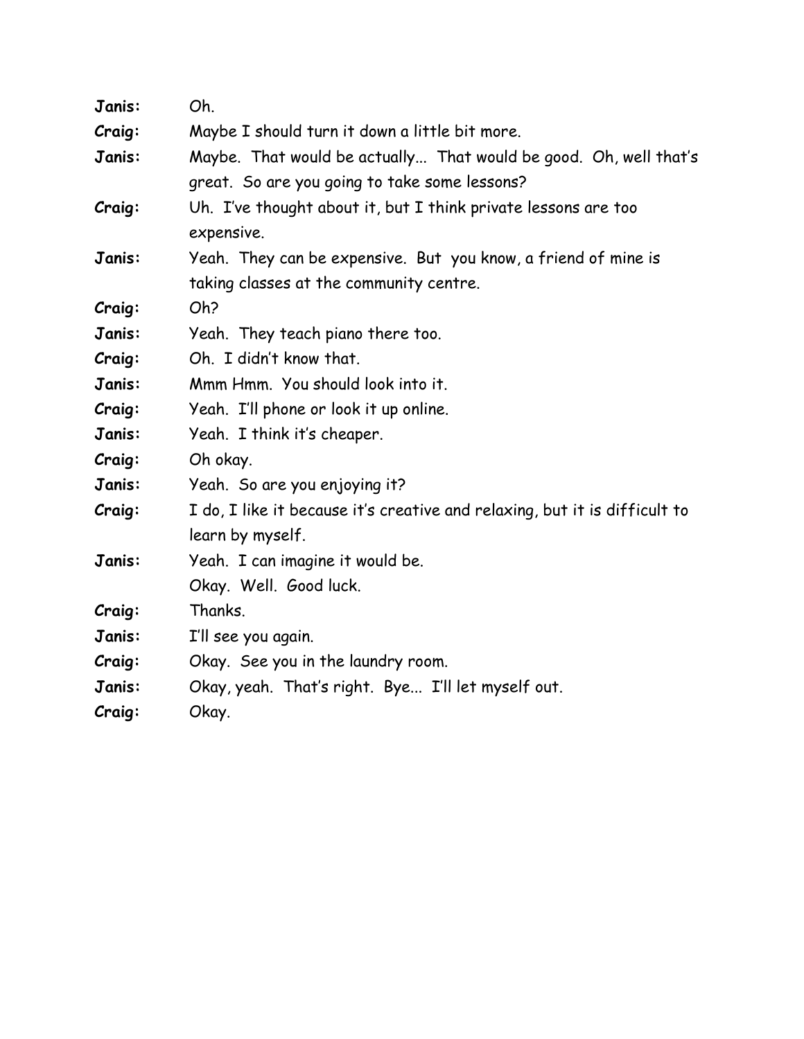**Janis:** Oh.

**Craig:** Maybe I should turn it down a little bit more.

**Janis:** Maybe. That would be actually... That would be good. Oh, well that's great. So are you going to take some lessons?

**Craig:** Uh. I've thought about it, but I think private lessons are too expensive.

**Janis:** Yeah. They can be expensive. But you know, a friend of mine is taking classes at the community centre.

**Craig:** Oh?

**Janis:** Yeah. They teach piano there too.

**Craig:** Oh. I didn't know that.

**Janis:** Mmm Hmm. You should look into it.

**Craig:** Yeah. I'll phone or look it up online.

**Janis:** Yeah. I think it's cheaper.

**Craig:** Oh okay.

**Janis:** Yeah. So are you enjoying it?

**Craig:** I do, I like it because it's creative and relaxing, but it is difficult to learn by myself.

**Janis:** Yeah. I can imagine it would be.
Okay. Well. Good luck.

**Craig:** Thanks.

**Janis:** I'll see you again.

**Craig:** Okay. See you in the laundry room.

**Janis:** Okay, yeah. That's right. Bye... I'll let myself out.

**Craig:** Okay.